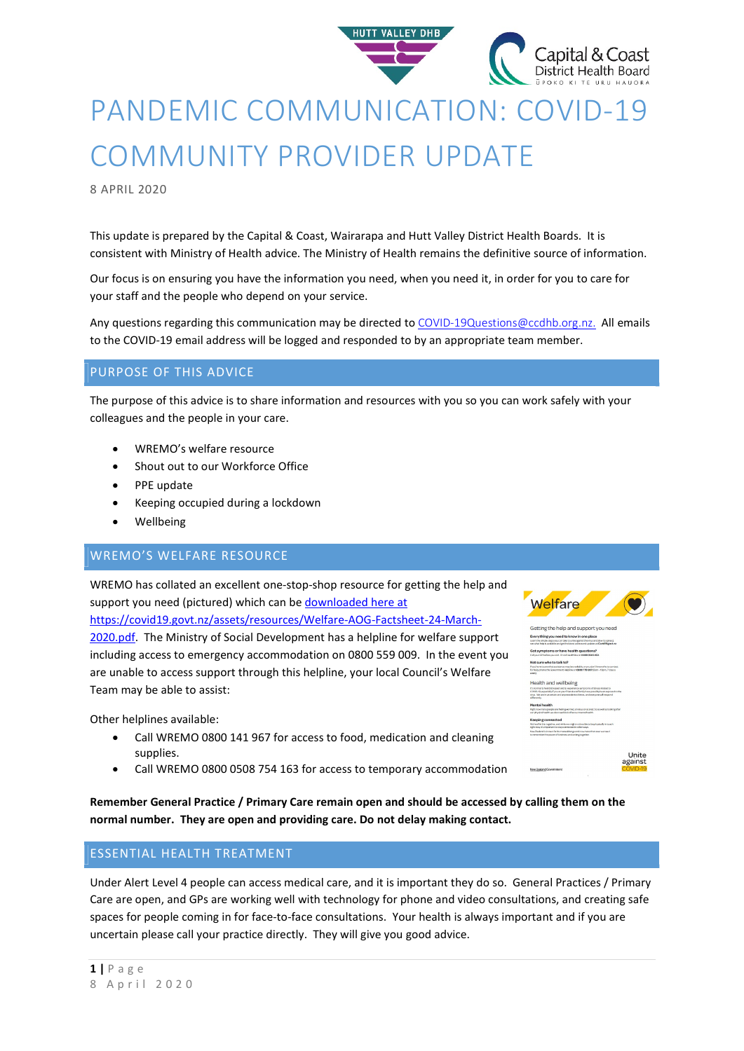# PANDEMIC COMMUNICATION: COVID-19 COMMUNITY PROVIDER UPDATE

8 APRIL 2020

This update is prepared by the Capital & Coast, Wairarapa and Hutt Valley District Health Boards. It is consistent with Ministry of Health advice. The Ministry of Health remains the definitive source of information.

Our focus is on ensuring you have the information you need, when you need it, in order for you to care for your staff and the people who depend on your service.

Any questions regarding this communication may be directed to COVID-19Questions@ccdhb.org.nz. All emails to the COVID-19 email address will be logged and responded to by an appropriate team member.

## PURPOSE OF THIS ADVICE

The purpose of this advice is to share information and resources with you so you can work safely with your colleagues and the people in your care.

- WREMO's welfare resource
- Shout out to our Workforce Office
- PPE update
- Keeping occupied during a lockdown
- Wellbeing

## WREMO'S WELFARE RESOURCE

WREMO has collated an excellent one-stop-shop resource for getting the help and support you need (pictured) which can be downloaded here at https://covid19.govt.nz/assets/resources/Welfare-AOG-Factsheet-24-March-2020.pdf. The Ministry of Social Development has a helpline for welfare support including access to emergency accommodation on 0800 559 009. In the event you are unable to access support through this helpline, your local Council's Welfare Team may be able to assist:

Other helplines available:

- Call WREMO 0800 141 967 for access to food, medication and cleaning supplies.
- Call WREMO 0800 0508 754 163 for access to temporary accommodation

**Remember General Practice / Primary Care remain open and should be accessed by calling them on the normal number. They are open and providing care. Do not delay making contact.**

## ESSENTIAL HEALTH TREATMENT

Under Alert Level 4 people can access medical care, and it is important they do so. General Practices / Primary Care are open, and GPs are working well with technology for phone and video consultations, and creating safe spaces for people coming in for face-to-face consultations. Your health is always important and if you are uncertain please call your practice directly. They will give you good advice.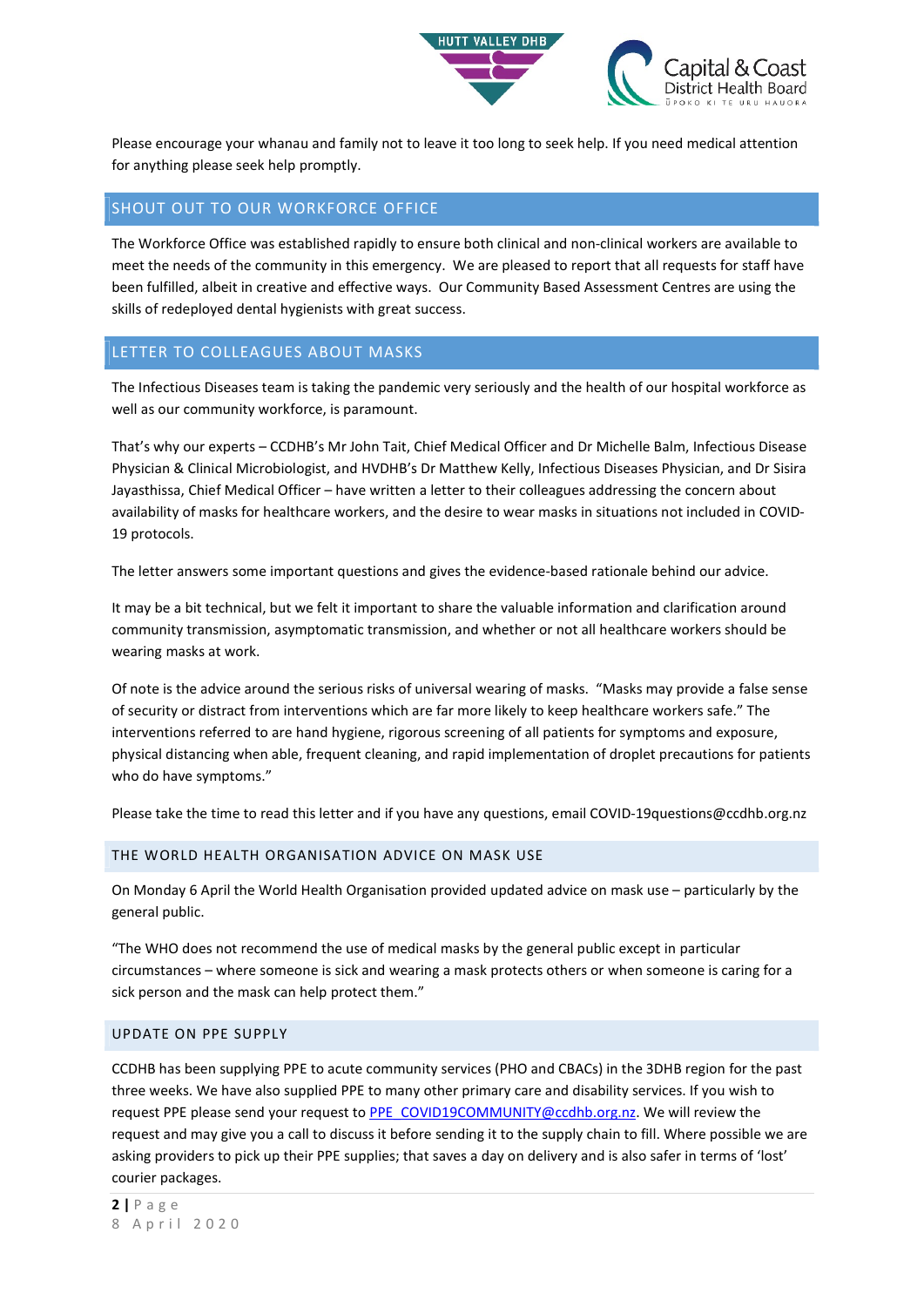Please encourage your whanau and family not to leave it too long to seek help. If you need medical attention for anything please seek help promptly.

## SHOUT OUT TO OUR WORKFORCE OFFICE

The Workforce Office was established rapidly to ensure both clinical and non-clinical workers are available to meet the needs of the community in this emergency. We are pleased to report that all requests for staff have been fulfilled, albeit in creative and effective ways. Our Community Based Assessment Centres are using the skills of redeployed dental hygienists with great success.

## LETTER TO COLLEAGUES ABOUT MASKS

The Infectious Diseases team is taking the pandemic very seriously and the health of our hospital workforce as well as our community workforce, is paramount.

That's why our experts – CCDHB's Mr John Tait, Chief Medical Officer and Dr Michelle Balm, Infectious Disease Physician & Clinical Microbiologist, and HVDHB's Dr Matthew Kelly, Infectious Diseases Physician, and Dr Sisira Jayasthissa, Chief Medical Officer – have written a letter to their colleagues addressing the concern about availability of masks for healthcare workers, and the desire to wear masks in situations not included in COVID-19 protocols.

The letter answers some important questions and gives the evidence-based rationale behind our advice.

It may be a bit technical, but we felt it important to share the valuable information and clarification around community transmission, asymptomatic transmission, and whether or not all healthcare workers should be wearing masks at work.

Of note is the advice around the serious risks of universal wearing of masks. "Masks may provide a false sense of security or distract from interventions which are far more likely to keep healthcare workers safe." The interventions referred to are hand hygiene, rigorous screening of all patients for symptoms and exposure, physical distancing when able, frequent cleaning, and rapid implementation of droplet precautions for patients who do have symptoms."

Please take the time to read this letter and if you have any questions, email COVID-19questions@ccdhb.org.nz

### THE WORLD HEALTH ORGANISATION ADVICE ON MASK USE

On Monday 6 April the World Health Organisation provided updated advice on mask use – particularly by the general public.

"The WHO does not recommend the use of medical masks by the general public except in particular circumstances – where someone is sick and wearing a mask protects others or when someone is caring for a sick person and the mask can help protect them."

### UPDATE ON PPE SUPPLY

CCDHB has been supplying PPE to acute community services (PHO and CBACs) in the 3DHB region for the past three weeks. We have also supplied PPE to many other primary care and disability services. If you wish to request PPE please send your request to PPE_COVID19COMMUNITY@ccdhb.org.nz. We will review the request and may give you a call to discuss it before sending it to the supply chain to fill. Where possible we are asking providers to pick up their PPE supplies; that saves a day on delivery and is also safer in terms of 'lost' courier packages.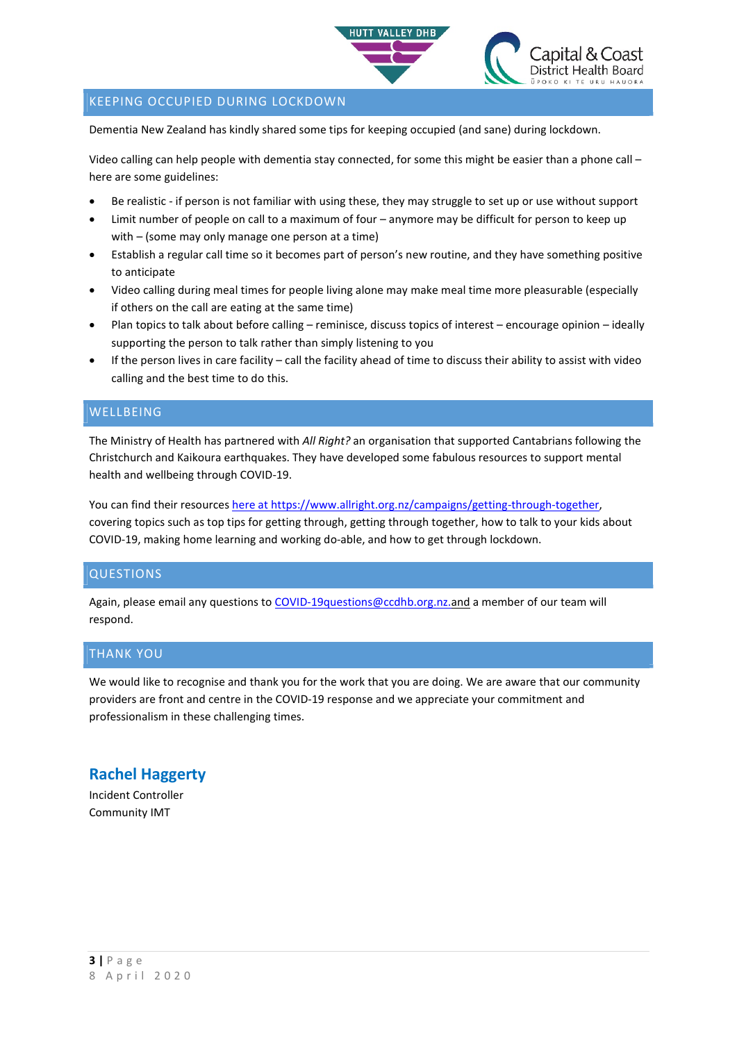## KEEPING OCCUPIED DURING LOCKDOWN

Dementia New Zealand has kindly shared some tips for keeping occupied (and sane) during lockdown.

Video calling can help people with dementia stay connected, for some this might be easier than a phone call – here are some guidelines:

- Be realistic - if person is not familiar with using these, they may struggle to set up or use without support
- Limit number of people on call to a maximum of four – anymore may be difficult for person to keep up with – (some may only manage one person at a time)
- Establish a regular call time so it becomes part of person's new routine, and they have something positive to anticipate
- Video calling during meal times for people living alone may make meal time more pleasurable (especially if others on the call are eating at the same time)
- Plan topics to talk about before calling – reminisce, discuss topics of interest – encourage opinion – ideally supporting the person to talk rather than simply listening to you
- If the person lives in care facility – call the facility ahead of time to discuss their ability to assist with video calling and the best time to do this.

## WELLBEING

The Ministry of Health has partnered with *All Right?* an organisation that supported Cantabrians following the Christchurch and Kaikoura earthquakes. They have developed some fabulous resources to support mental health and wellbeing through COVID-19.

You can find their resources [here at https://www.allright.org.nz/campaigns/getting-through-together](https://www.allright.org.nz/campaigns/getting-through-together), covering topics such as top tips for getting through, getting through together, how to talk to your kids about COVID-19, making home learning and working do-able, and how to get through lockdown.

## QUESTIONS

Again, please email any questions to [COVID-19questions@ccdhb.org.nz](mailto:COVID-19questions@ccdhb.org.nz).and a member of our team will respond.

## THANK YOU

We would like to recognise and thank you for the work that you are doing. We are aware that our community providers are front and centre in the COVID-19 response and we appreciate your commitment and professionalism in these challenging times.

**Rachel Haggerty**

Incident Controller
Community IMT